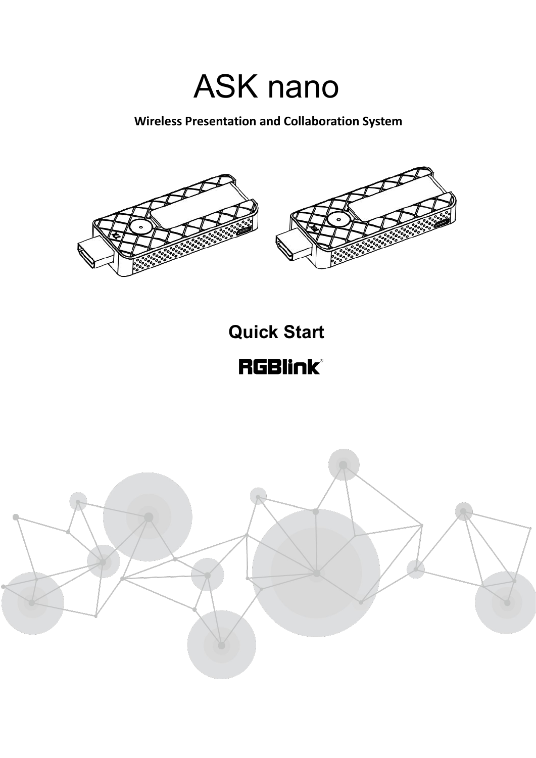# ASK nano

**Wireless Presentation and Collaboration System**

## Quick Start

RGBlink®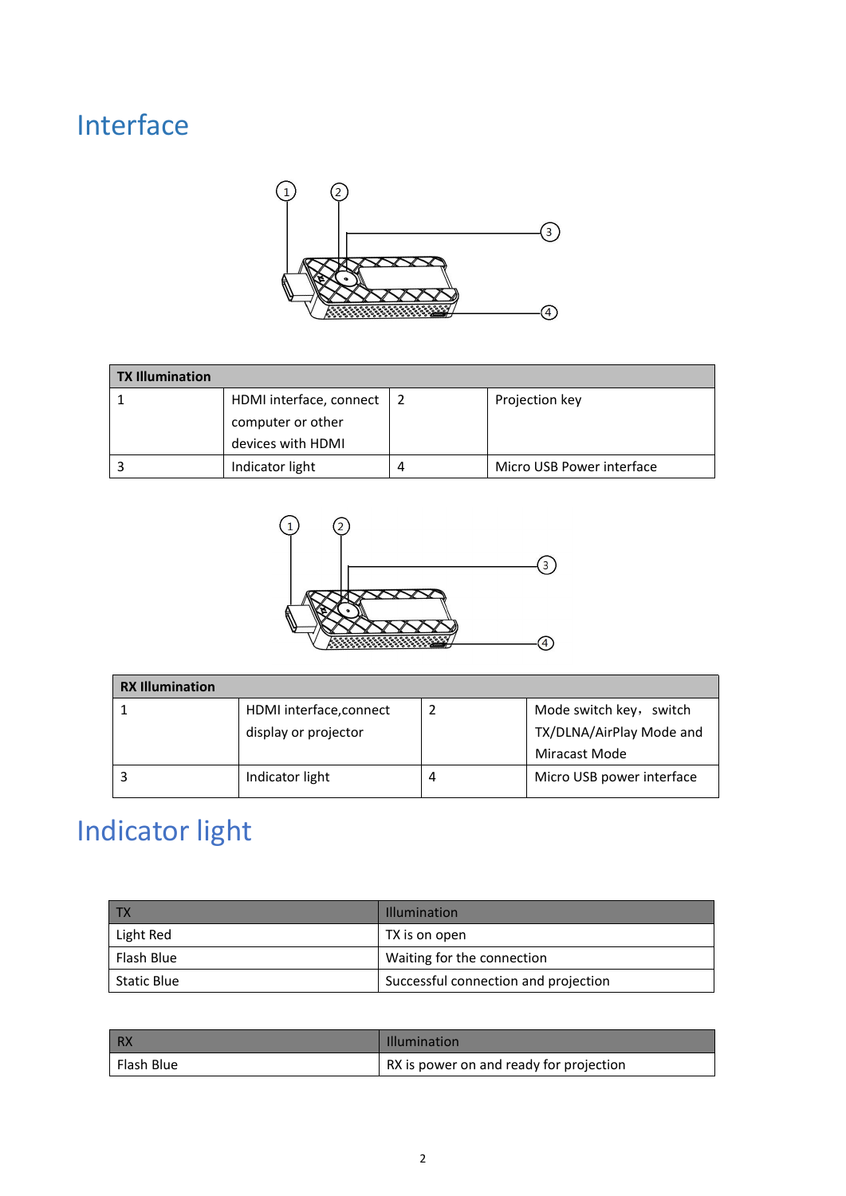# Interface

| TX Illumination | | | |
|---|---|---|---|
| 1 | HDMI interface, connect computer or other devices with HDMI | 2 | Projection key |
| 3 | Indicator light | 4 | Micro USB Power interface |

| RX Illumination | | | |
|---|---|---|---|
| 1 | HDMI interface,connect display or projector | 2 | Mode switch key， switch TX/DLNA/AirPlay Mode and Miracast Mode |
| 3 | Indicator light | 4 | Micro USB power interface |

# Indicator light

| TX | Illumination |
|---|---|
| Light Red | TX is on open |
| Flash Blue | Waiting for the connection |
| Static Blue | Successful connection and projection |

| RX | Illumination |
|---|---|
| Flash Blue | RX is power on and ready for projection |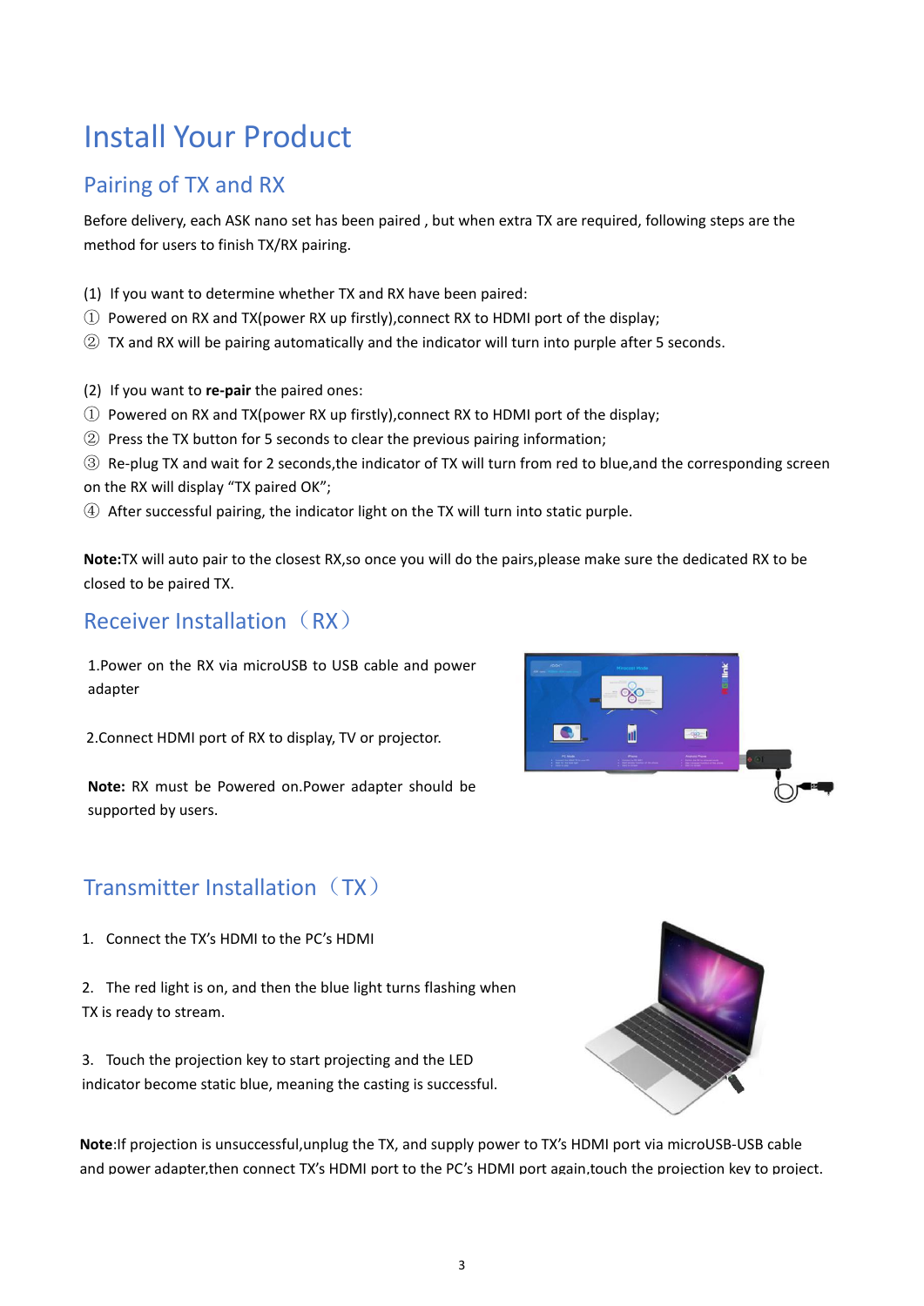# Install Your Product

## Pairing of TX and RX

Before delivery, each ASK nano set has been paired , but when extra TX are required, following steps are the method for users to finish TX/RX pairing.

(1) If you want to determine whether TX and RX have been paired:

① Powered on RX and TX(power RX up firstly),connect RX to HDMI port of the display;

② TX and RX will be pairing automatically and the indicator will turn into purple after 5 seconds.

(2) If you want to **re-pair** the paired ones:

① Powered on RX and TX(power RX up firstly),connect RX to HDMI port of the display;

② Press the TX button for 5 seconds to clear the previous pairing information;

③ Re-plug TX and wait for 2 seconds,the indicator of TX will turn from red to blue,and the corresponding screen on the RX will display "TX paired OK";

④ After successful pairing, the indicator light on the TX will turn into static purple.

**Note:**TX will auto pair to the closest RX,so once you will do the pairs,please make sure the dedicated RX to be closed to be paired TX.

## Receiver Installation（RX）

1.Power on the RX via microUSB to USB cable and power adapter

2.Connect HDMI port of RX to display, TV or projector.

**Note:** RX must be Powered on.Power adapter should be supported by users.

## Transmitter Installation（TX）

1. Connect the TX's HDMI to the PC's HDMI

2. The red light is on, and then the blue light turns flashing when TX is ready to stream.

3. Touch the projection key to start projecting and the LED indicator become static blue, meaning the casting is successful.

**Note**:If projection is unsuccessful,unplug the TX, and supply power to TX's HDMI port via microUSB-USB cable and power adapter,then connect TX's HDMI port to the PC's HDMI port again,touch the projection key to project.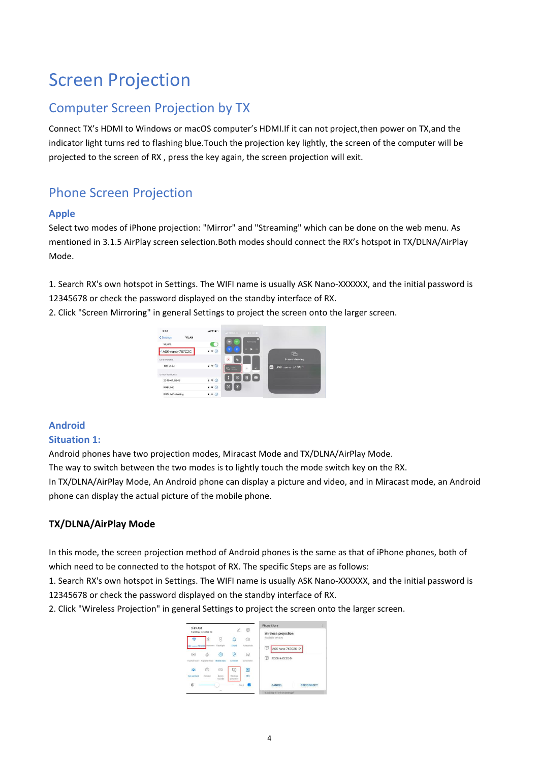# Screen Projection

## Computer Screen Projection by TX

Connect TX's HDMI to Windows or macOS computer's HDMI.If it can not project,then power on TX,and the indicator light turns red to flashing blue.Touch the projection key lightly, the screen of the computer will be projected to the screen of RX , press the key again, the screen projection will exit.

## Phone Screen Projection

### Apple

Select two modes of iPhone projection: "Mirror" and "Streaming" which can be done on the web menu. As mentioned in 3.1.5 AirPlay screen selection.Both modes should connect the RX's hotspot in TX/DLNA/AirPlay Mode.

1. Search RX's own hotspot in Settings. The WIFI name is usually ASK Nano-XXXXXX, and the initial password is 12345678 or check the password displayed on the standby interface of RX.
2. Click "Screen Mirroring" in general Settings to project the screen onto the larger screen.

### Android

### Situation 1:

Android phones have two projection modes, Miracast Mode and TX/DLNA/AirPlay Mode.
The way to switch between the two modes is to lightly touch the mode switch key on the RX.
In TX/DLNA/AirPlay Mode, An Android phone can display a picture and video, and in Miracast mode, an Android phone can display the actual picture of the mobile phone.

**TX/DLNA/AirPlay Mode**

In this mode, the screen projection method of Android phones is the same as that of iPhone phones, both of which need to be connected to the hotspot of RX. The specific Steps are as follows:

1. Search RX's own hotspot in Settings. The WIFI name is usually ASK Nano-XXXXXX, and the initial password is 12345678 or check the password displayed on the standby interface of RX.
2. Click "Wireless Projection" in general Settings to project the screen onto the larger screen.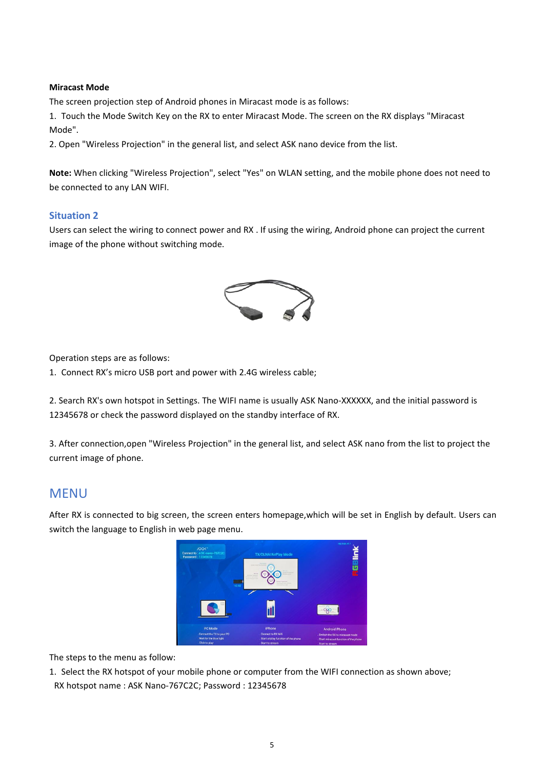**Miracast Mode**

The screen projection step of Android phones in Miracast mode is as follows:

1. Touch the Mode Switch Key on the RX to enter Miracast Mode. The screen on the RX displays "Miracast Mode".
2. Open "Wireless Projection" in the general list, and select ASK nano device from the list.

**Note:** When clicking "Wireless Projection", select "Yes" on WLAN setting, and the mobile phone does not need to be connected to any LAN WIFI.

### Situation 2

Users can select the wiring to connect power and RX . If using the wiring, Android phone can project the current image of the phone without switching mode.

Operation steps are as follows:

1. Connect RX's micro USB port and power with 2.4G wireless cable;

2. Search RX's own hotspot in Settings. The WIFI name is usually ASK Nano-XXXXXX, and the initial password is 12345678 or check the password displayed on the standby interface of RX.

3. After connection,open "Wireless Projection" in the general list, and select ASK nano from the list to project the current image of phone.

## MENU

After RX is connected to big screen, the screen enters homepage,which will be set in English by default. Users can switch the language to English in web page menu.

The steps to the menu as follow:

1. Select the RX hotspot of your mobile phone or computer from the WIFI connection as shown above;
   RX hotspot name : ASK Nano-767C2C; Password : 12345678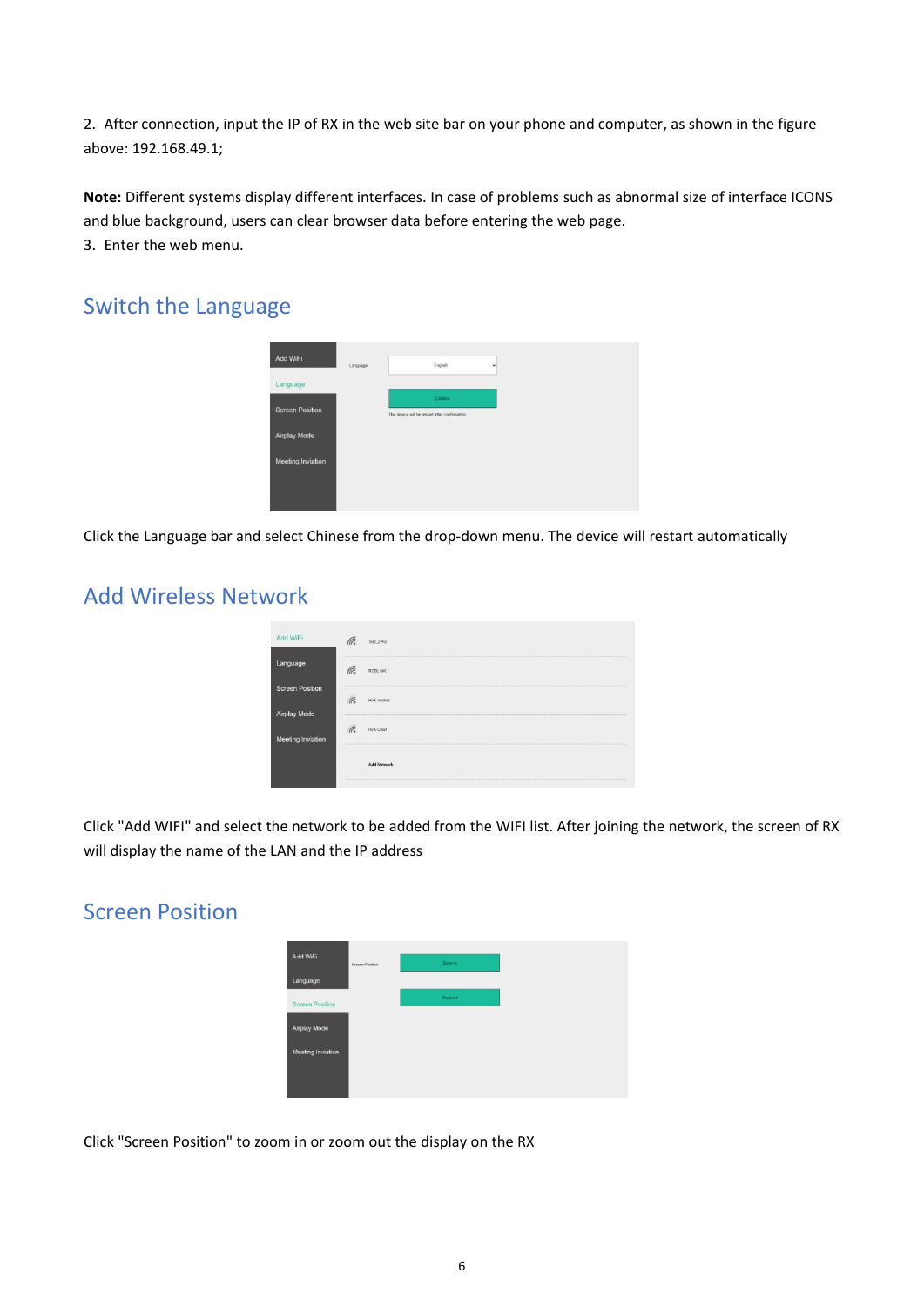2. After connection, input the IP of RX in the web site bar on your phone and computer, as shown in the figure above: 192.168.49.1;

**Note:** Different systems display different interfaces. In case of problems such as abnormal size of interface ICONS and blue background, users can clear browser data before entering the web page.

3. Enter the web menu.

## Switch the Language

Click the Language bar and select Chinese from the drop-down menu. The device will restart automatically

## Add Wireless Network

Click "Add WIFI" and select the network to be added from the WIFI list. After joining the network, the screen of RX will display the name of the LAN and the IP address

## Screen Position

Click "Screen Position" to zoom in or zoom out the display on the RX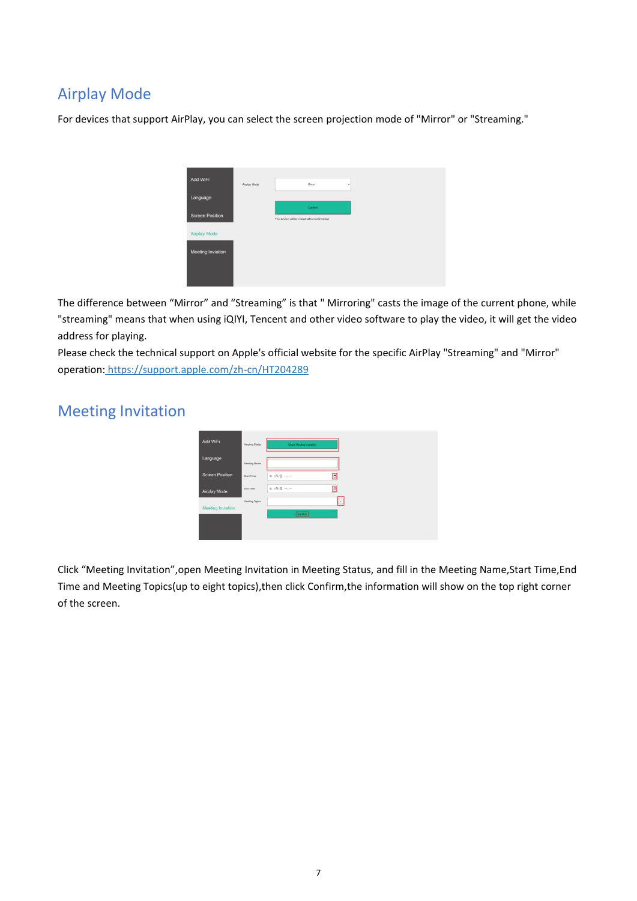## Airplay Mode

For devices that support AirPlay, you can select the screen projection mode of "Mirror" or "Streaming."

The difference between “Mirror” and “Streaming” is that " Mirroring" casts the image of the current phone, while "streaming" means that when using iQIYI, Tencent and other video software to play the video, it will get the video address for playing.

Please check the technical support on Apple's official website for the specific AirPlay "Streaming" and "Mirror" operation: https://support.apple.com/zh-cn/HT204289

## Meeting Invitation

Click “Meeting Invitation”,open Meeting Invitation in Meeting Status, and fill in the Meeting Name,Start Time,End Time and Meeting Topics(up to eight topics),then click Confirm,the information will show on the top right corner of the screen.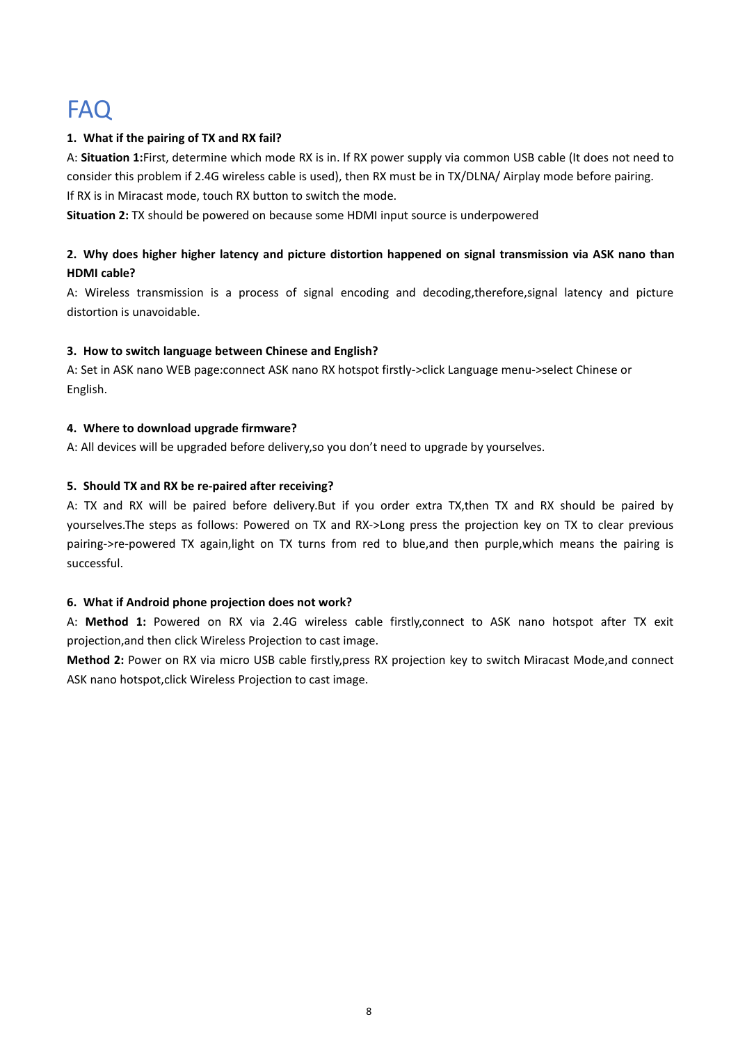# FAQ

1. **What if the pairing of TX and RX fail?**

A: **Situation 1:**First, determine which mode RX is in. If RX power supply via common USB cable (It does not need to consider this problem if 2.4G wireless cable is used), then RX must be in TX/DLNA/ Airplay mode before pairing.
If RX is in Miracast mode, touch RX button to switch the mode.

**Situation 2:** TX should be powered on because some HDMI input source is underpowered

2. **Why does higher higher latency and picture distortion happened on signal transmission via ASK nano than HDMI cable?**

A: Wireless transmission is a process of signal encoding and decoding,therefore,signal latency and picture distortion is unavoidable.

3. **How to switch language between Chinese and English?**

A: Set in ASK nano WEB page:connect ASK nano RX hotspot firstly->click Language menu->select Chinese or English.

4. **Where to download upgrade firmware?**

A: All devices will be upgraded before delivery,so you don't need to upgrade by yourselves.

5. **Should TX and RX be re-paired after receiving?**

A: TX and RX will be paired before delivery.But if you order extra TX,then TX and RX should be paired by yourselves.The steps as follows: Powered on TX and RX->Long press the projection key on TX to clear previous pairing->re-powered TX again,light on TX turns from red to blue,and then purple,which means the pairing is successful.

6. **What if Android phone projection does not work?**

A: **Method 1:** Powered on RX via 2.4G wireless cable firstly,connect to ASK nano hotspot after TX exit projection,and then click Wireless Projection to cast image.

**Method 2:** Power on RX via micro USB cable firstly,press RX projection key to switch Miracast Mode,and connect ASK nano hotspot,click Wireless Projection to cast image.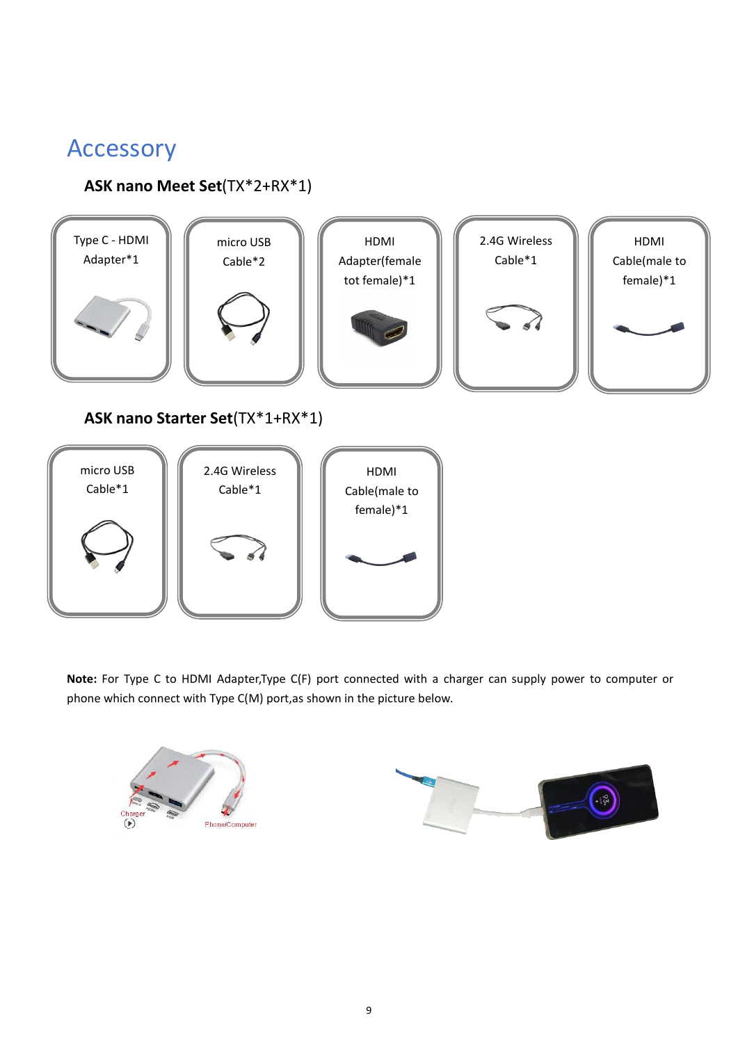# Accessory

### ASK nano Meet Set(TX*2+RX*1)

Type C - HDMI Adapter*1

micro USB Cable*2

HDMI Adapter(female tot female)*1

2.4G Wireless Cable*1

HDMI Cable(male to female)*1

### ASK nano Starter Set(TX*1+RX*1)

micro USB Cable*1

2.4G Wireless Cable*1

HDMI Cable(male to female)*1

**Note:** For Type C to HDMI Adapter,Type C(F) port connected with a charger can supply power to computer or phone which connect with Type C(M) port,as shown in the picture below.

Charger

Phone/Computer